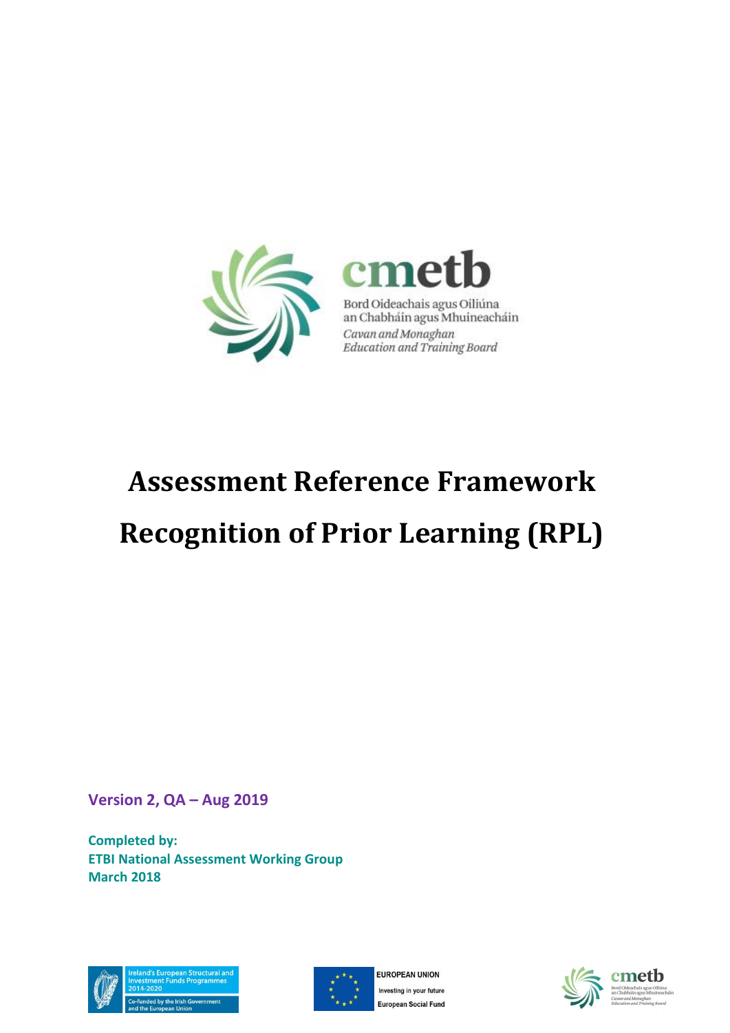cmetb

Bord Oideachais agus Oiliúna an Chabháin agus Mhuineacháin

*Cavan and Monaghan Education and Training Board*

# Assessment Reference Framework

# Recognition of Prior Learning (RPL)

**Version 2, QA – Aug 2019**

**Completed by:**
**ETBI National Assessment Working Group**
**March 2018**

Ireland's European Structural and Investment Funds Programmes 2014-2020

Co-funded by the Irish Government and the European Union

EUROPEAN UNION

Investing in your future

European Social Fund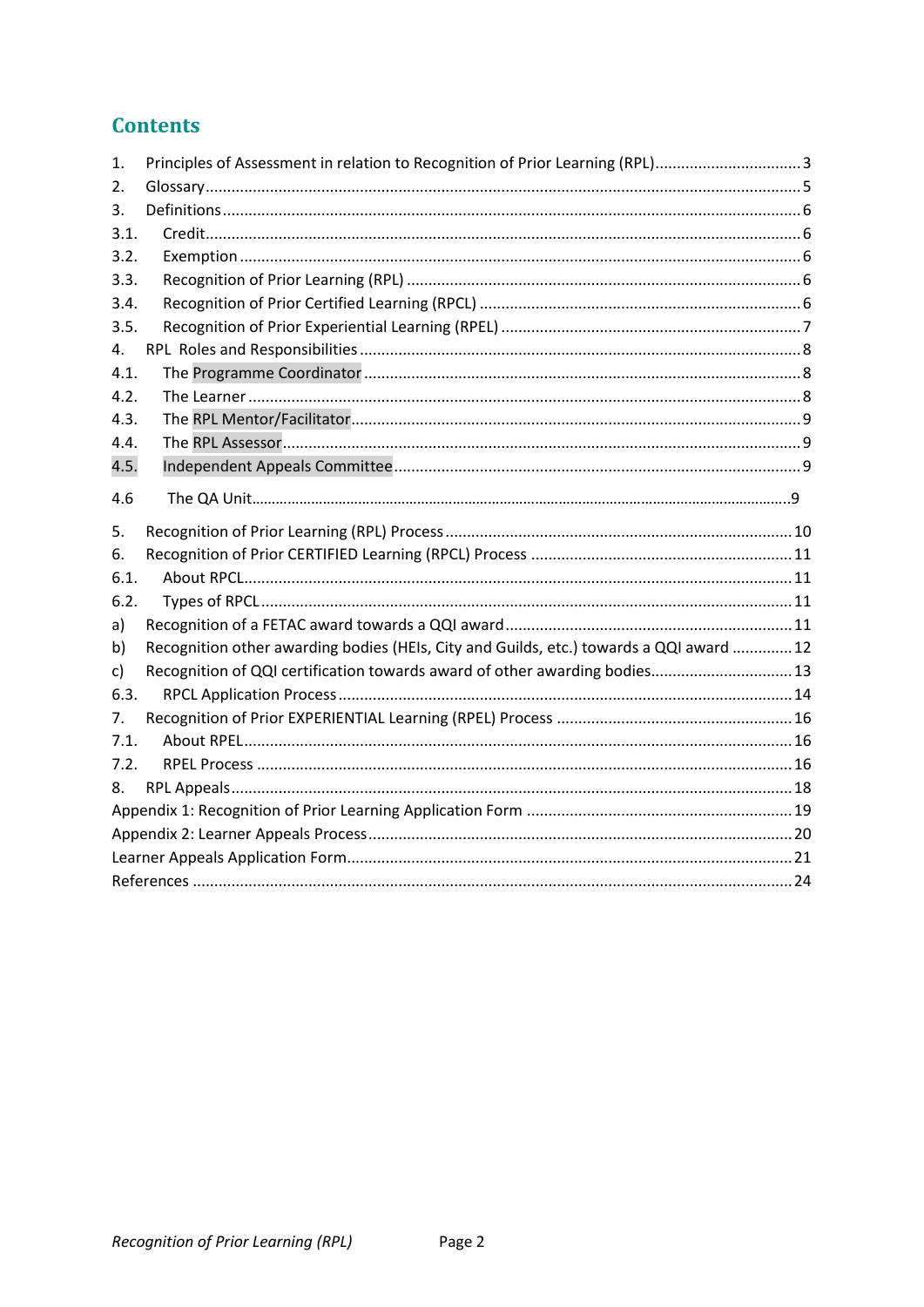## Contents

1. Principles of Assessment in relation to Recognition of Prior Learning (RPL) .......... 3
2. Glossary .......... 5
3. Definitions .......... 6
3.1. Credit .......... 6
3.2. Exemption .......... 6
3.3. Recognition of Prior Learning (RPL) .......... 6
3.4. Recognition of Prior Certified Learning (RPCL) .......... 6
3.5. Recognition of Prior Experiential Learning (RPEL) .......... 7
4. RPL Roles and Responsibilities .......... 8
4.1. The Programme Coordinator .......... 8
4.2. The Learner .......... 8
4.3. The RPL Mentor/Facilitator .......... 9
4.4. The RPL Assessor .......... 9
4.5. Independent Appeals Committee .......... 9
4.6 The QA Unit .......... 9
5. Recognition of Prior Learning (RPL) Process .......... 10
6. Recognition of Prior CERTIFIED Learning (RPCL) Process .......... 11
6.1. About RPCL .......... 11
6.2. Types of RPCL .......... 11
a) Recognition of a FETAC award towards a QQI award .......... 11
b) Recognition other awarding bodies (HEIs, City and Guilds, etc.) towards a QQI award .......... 12
c) Recognition of QQI certification towards award of other awarding bodies .......... 13
6.3. RPCL Application Process .......... 14
7. Recognition of Prior EXPERIENTIAL Learning (RPEL) Process .......... 16
7.1. About RPEL .......... 16
7.2. RPEL Process .......... 16
8. RPL Appeals .......... 18
Appendix 1: Recognition of Prior Learning Application Form .......... 19
Appendix 2: Learner Appeals Process .......... 20
Learner Appeals Application Form .......... 21
References .......... 24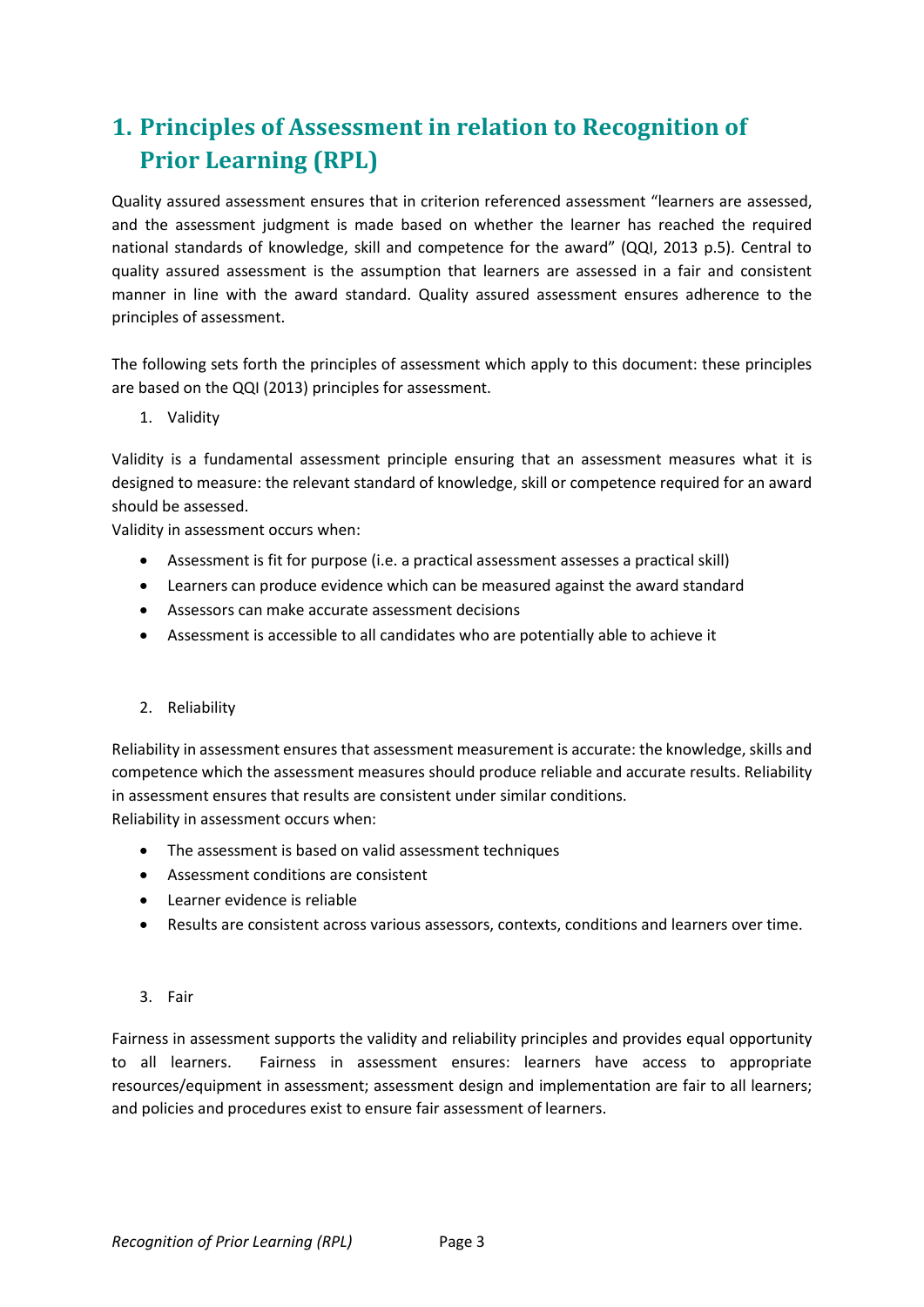# 1. Principles of Assessment in relation to Recognition of Prior Learning (RPL)

Quality assured assessment ensures that in criterion referenced assessment "learners are assessed, and the assessment judgment is made based on whether the learner has reached the required national standards of knowledge, skill and competence for the award" (QQI, 2013 p.5). Central to quality assured assessment is the assumption that learners are assessed in a fair and consistent manner in line with the award standard. Quality assured assessment ensures adherence to the principles of assessment.

The following sets forth the principles of assessment which apply to this document: these principles are based on the QQI (2013) principles for assessment.

1. Validity

Validity is a fundamental assessment principle ensuring that an assessment measures what it is designed to measure: the relevant standard of knowledge, skill or competence required for an award should be assessed.
Validity in assessment occurs when:

- Assessment is fit for purpose (i.e. a practical assessment assesses a practical skill)
- Learners can produce evidence which can be measured against the award standard
- Assessors can make accurate assessment decisions
- Assessment is accessible to all candidates who are potentially able to achieve it

2. Reliability

Reliability in assessment ensures that assessment measurement is accurate: the knowledge, skills and competence which the assessment measures should produce reliable and accurate results. Reliability in assessment ensures that results are consistent under similar conditions.
Reliability in assessment occurs when:

- The assessment is based on valid assessment techniques
- Assessment conditions are consistent
- Learner evidence is reliable
- Results are consistent across various assessors, contexts, conditions and learners over time.

3. Fair

Fairness in assessment supports the validity and reliability principles and provides equal opportunity to all learners. Fairness in assessment ensures: learners have access to appropriate resources/equipment in assessment; assessment design and implementation are fair to all learners; and policies and procedures exist to ensure fair assessment of learners.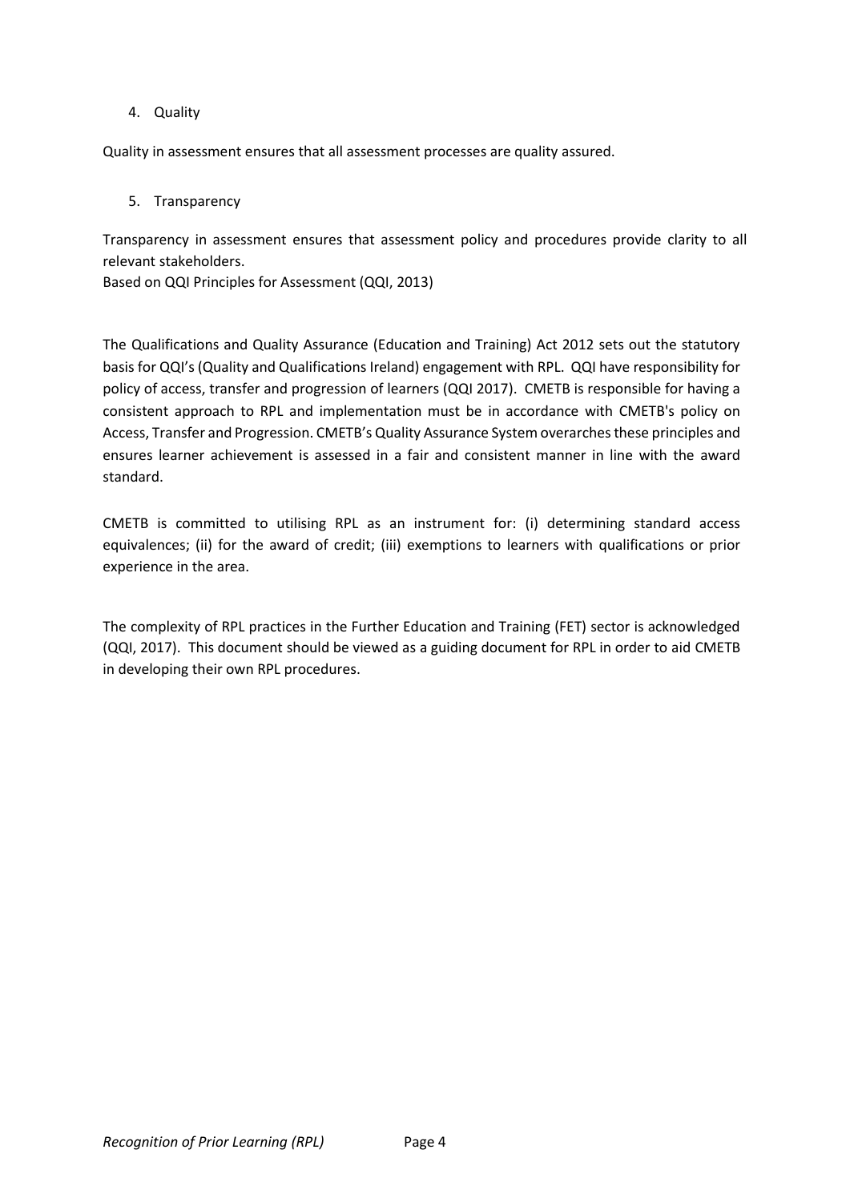4. Quality

Quality in assessment ensures that all assessment processes are quality assured.

5. Transparency

Transparency in assessment ensures that assessment policy and procedures provide clarity to all relevant stakeholders.
Based on QQI Principles for Assessment (QQI, 2013)

The Qualifications and Quality Assurance (Education and Training) Act 2012 sets out the statutory basis for QQI's (Quality and Qualifications Ireland) engagement with RPL. QQI have responsibility for policy of access, transfer and progression of learners (QQI 2017). CMETB is responsible for having a consistent approach to RPL and implementation must be in accordance with CMETB's policy on Access, Transfer and Progression. CMETB's Quality Assurance System overarches these principles and ensures learner achievement is assessed in a fair and consistent manner in line with the award standard.

CMETB is committed to utilising RPL as an instrument for: (i) determining standard access equivalences; (ii) for the award of credit; (iii) exemptions to learners with qualifications or prior experience in the area.

The complexity of RPL practices in the Further Education and Training (FET) sector is acknowledged (QQI, 2017). This document should be viewed as a guiding document for RPL in order to aid CMETB in developing their own RPL procedures.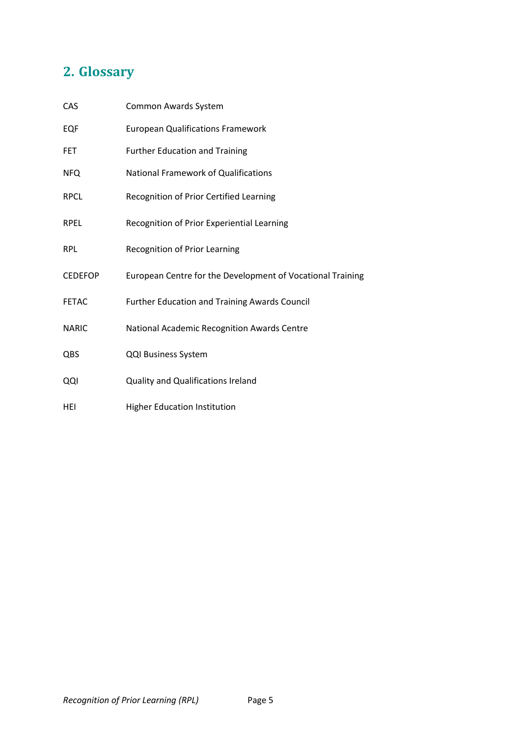## 2. Glossary

| | |
|---|---|
| CAS | Common Awards System |
| EQF | European Qualifications Framework |
| FET | Further Education and Training |
| NFQ | National Framework of Qualifications |
| RPCL | Recognition of Prior Certified Learning |
| RPEL | Recognition of Prior Experiential Learning |
| RPL | Recognition of Prior Learning |
| CEDEFOP | European Centre for the Development of Vocational Training |
| FETAC | Further Education and Training Awards Council |
| NARIC | National Academic Recognition Awards Centre |
| QBS | QQI Business System |
| QQI | Quality and Qualifications Ireland |
| HEI | Higher Education Institution |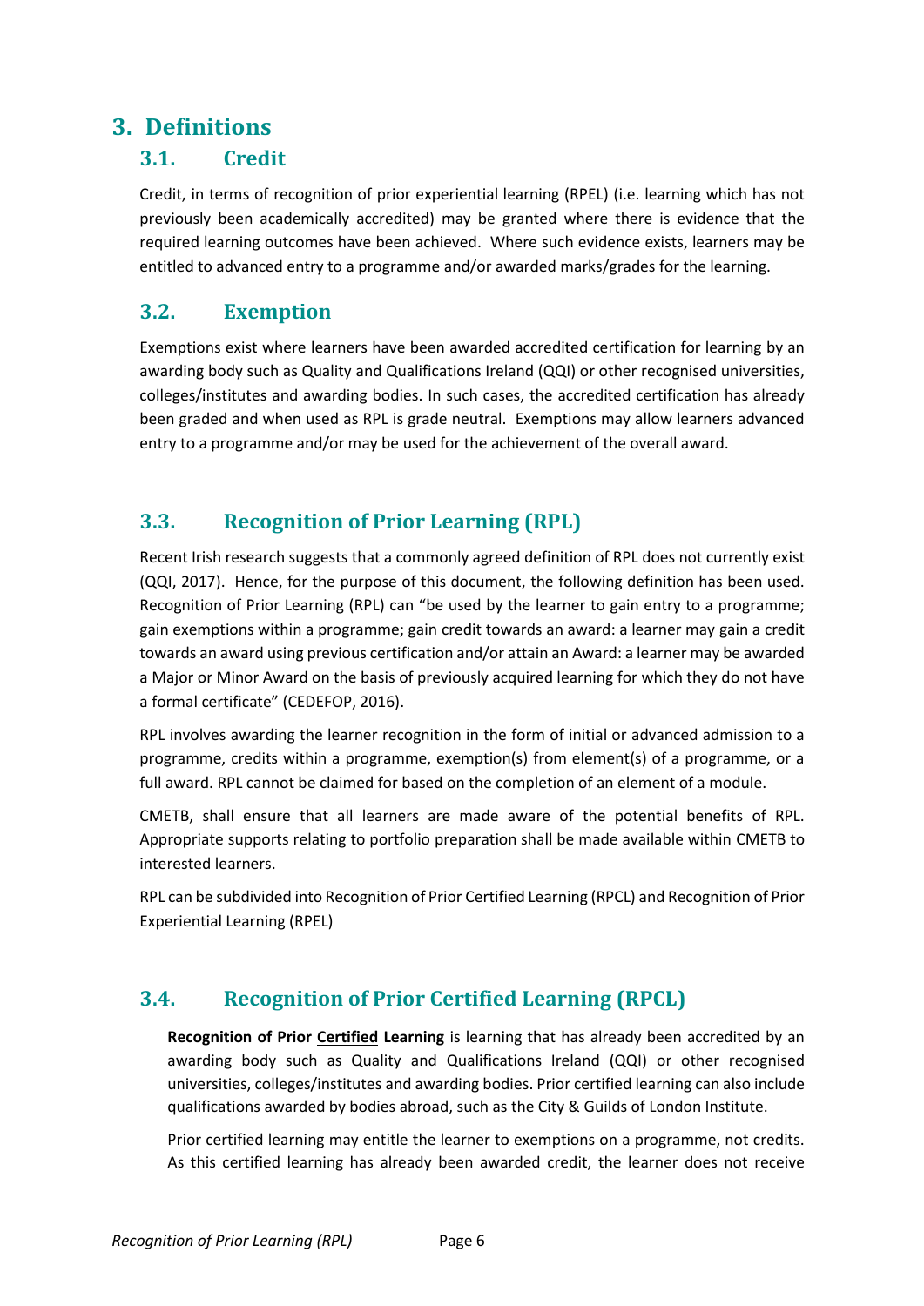# 3. Definitions

## 3.1. Credit

Credit, in terms of recognition of prior experiential learning (RPEL) (i.e. learning which has not previously been academically accredited) may be granted where there is evidence that the required learning outcomes have been achieved. Where such evidence exists, learners may be entitled to advanced entry to a programme and/or awarded marks/grades for the learning.

## 3.2. Exemption

Exemptions exist where learners have been awarded accredited certification for learning by an awarding body such as Quality and Qualifications Ireland (QQI) or other recognised universities, colleges/institutes and awarding bodies. In such cases, the accredited certification has already been graded and when used as RPL is grade neutral. Exemptions may allow learners advanced entry to a programme and/or may be used for the achievement of the overall award.

## 3.3. Recognition of Prior Learning (RPL)

Recent Irish research suggests that a commonly agreed definition of RPL does not currently exist (QQI, 2017). Hence, for the purpose of this document, the following definition has been used. Recognition of Prior Learning (RPL) can "be used by the learner to gain entry to a programme; gain exemptions within a programme; gain credit towards an award: a learner may gain a credit towards an award using previous certification and/or attain an Award: a learner may be awarded a Major or Minor Award on the basis of previously acquired learning for which they do not have a formal certificate" (CEDEFOP, 2016).

RPL involves awarding the learner recognition in the form of initial or advanced admission to a programme, credits within a programme, exemption(s) from element(s) of a programme, or a full award. RPL cannot be claimed for based on the completion of an element of a module.

CMETB, shall ensure that all learners are made aware of the potential benefits of RPL. Appropriate supports relating to portfolio preparation shall be made available within CMETB to interested learners.

RPL can be subdivided into Recognition of Prior Certified Learning (RPCL) and Recognition of Prior Experiential Learning (RPEL)

## 3.4. Recognition of Prior Certified Learning (RPCL)

**Recognition of Prior Certified Learning** is learning that has already been accredited by an awarding body such as Quality and Qualifications Ireland (QQI) or other recognised universities, colleges/institutes and awarding bodies. Prior certified learning can also include qualifications awarded by bodies abroad, such as the City & Guilds of London Institute.

Prior certified learning may entitle the learner to exemptions on a programme, not credits. As this certified learning has already been awarded credit, the learner does not receive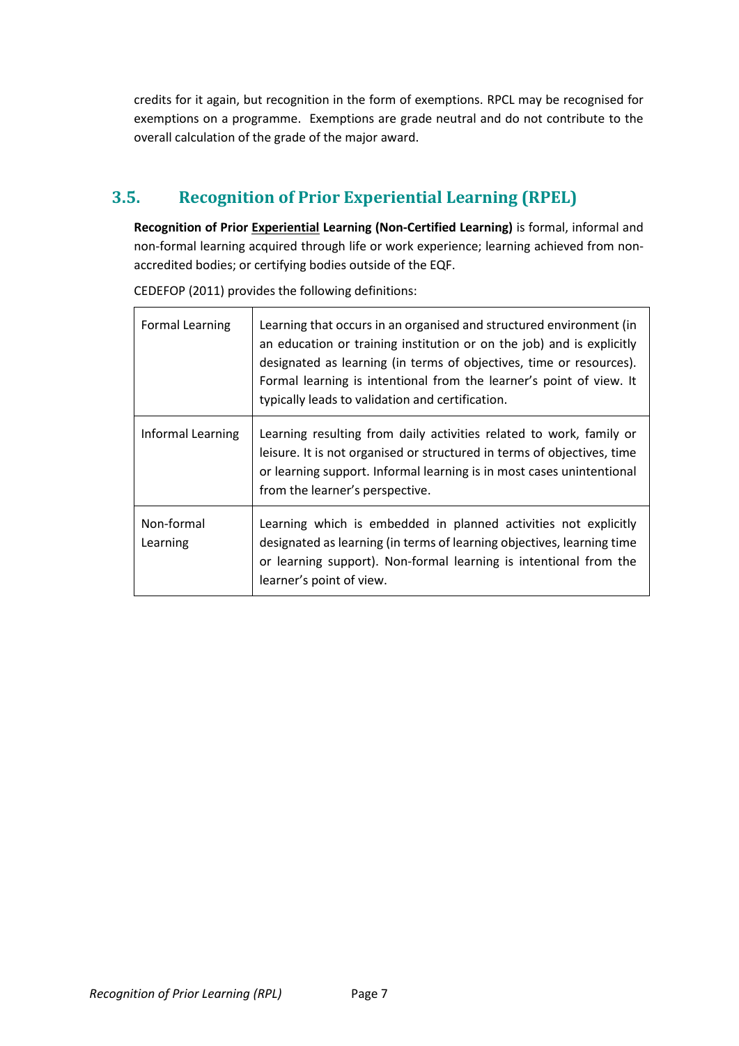credits for it again, but recognition in the form of exemptions. RPCL may be recognised for exemptions on a programme. Exemptions are grade neutral and do not contribute to the overall calculation of the grade of the major award.

## 3.5. Recognition of Prior Experiential Learning (RPEL)

**Recognition of Prior <u>Experiential</u> Learning (Non-Certified Learning)** is formal, informal and non-formal learning acquired through life or work experience; learning achieved from non-accredited bodies; or certifying bodies outside of the EQF.

CEDEFOP (2011) provides the following definitions:

| | |
|---|---|
| Formal Learning | Learning that occurs in an organised and structured environment (in an education or training institution or on the job) and is explicitly designated as learning (in terms of objectives, time or resources). Formal learning is intentional from the learner's point of view. It typically leads to validation and certification. |
| Informal Learning | Learning resulting from daily activities related to work, family or leisure. It is not organised or structured in terms of objectives, time or learning support. Informal learning is in most cases unintentional from the learner's perspective. |
| Non-formal Learning | Learning which is embedded in planned activities not explicitly designated as learning (in terms of learning objectives, learning time or learning support). Non-formal learning is intentional from the learner's point of view. |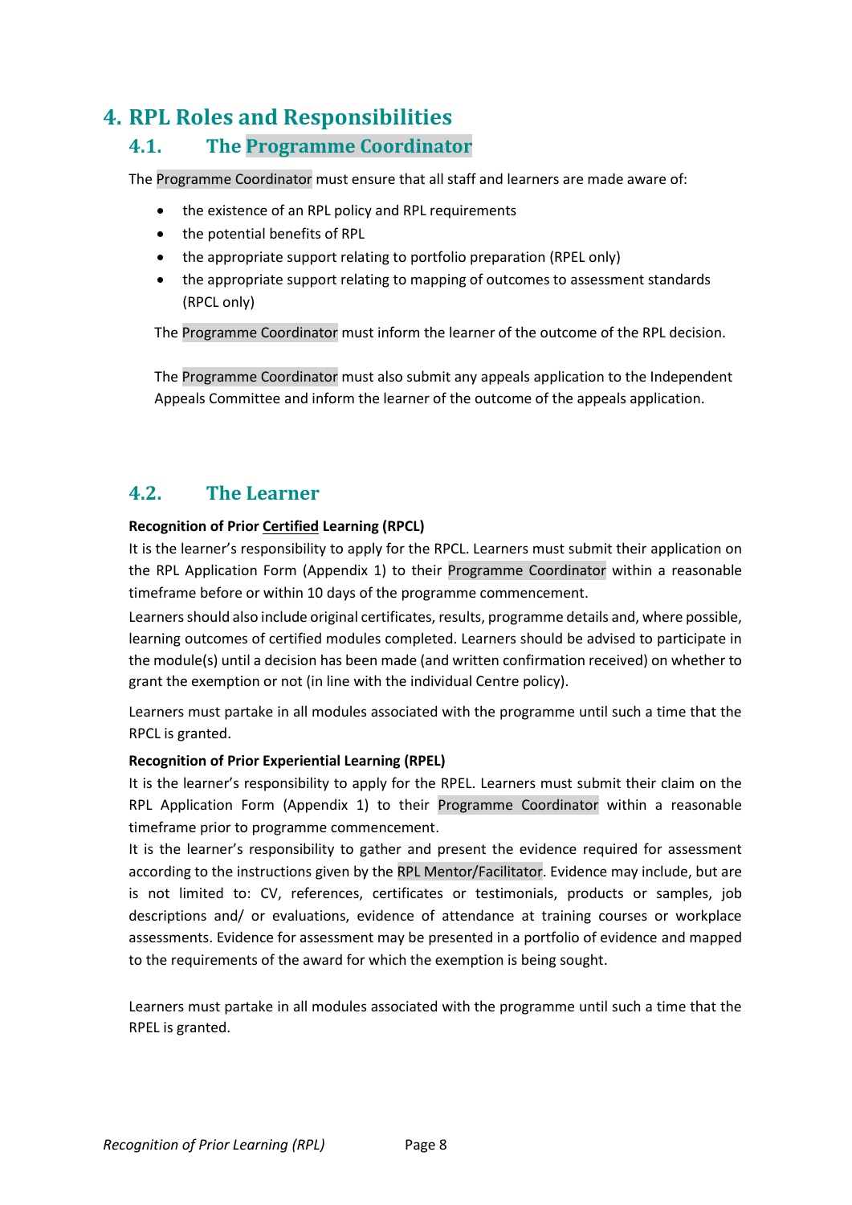# 4. RPL Roles and Responsibilities

## 4.1. The Programme Coordinator

The Programme Coordinator must ensure that all staff and learners are made aware of:

- the existence of an RPL policy and RPL requirements
- the potential benefits of RPL
- the appropriate support relating to portfolio preparation (RPEL only)
- the appropriate support relating to mapping of outcomes to assessment standards (RPCL only)

The Programme Coordinator must inform the learner of the outcome of the RPL decision.

The Programme Coordinator must also submit any appeals application to the Independent Appeals Committee and inform the learner of the outcome of the appeals application.

## 4.2. The Learner

**Recognition of Prior <u>Certified</u> Learning (RPCL)**

It is the learner's responsibility to apply for the RPCL. Learners must submit their application on the RPL Application Form (Appendix 1) to their Programme Coordinator within a reasonable timeframe before or within 10 days of the programme commencement.

Learners should also include original certificates, results, programme details and, where possible, learning outcomes of certified modules completed. Learners should be advised to participate in the module(s) until a decision has been made (and written confirmation received) on whether to grant the exemption or not (in line with the individual Centre policy).

Learners must partake in all modules associated with the programme until such a time that the RPCL is granted.

**Recognition of Prior Experiential Learning (RPEL)**

It is the learner's responsibility to apply for the RPEL. Learners must submit their claim on the RPL Application Form (Appendix 1) to their Programme Coordinator within a reasonable timeframe prior to programme commencement.

It is the learner's responsibility to gather and present the evidence required for assessment according to the instructions given by the RPL Mentor/Facilitator. Evidence may include, but are is not limited to: CV, references, certificates or testimonials, products or samples, job descriptions and/ or evaluations, evidence of attendance at training courses or workplace assessments. Evidence for assessment may be presented in a portfolio of evidence and mapped to the requirements of the award for which the exemption is being sought.

Learners must partake in all modules associated with the programme until such a time that the RPEL is granted.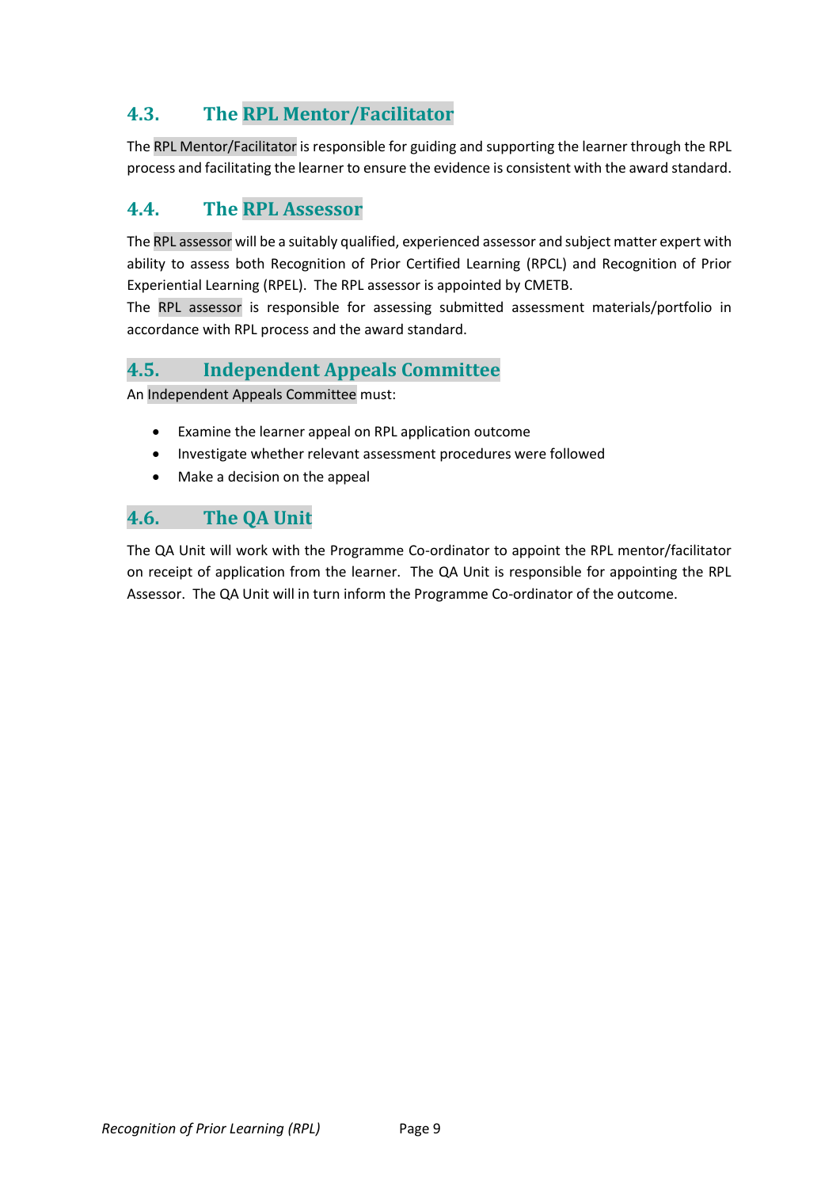## 4.3. The RPL Mentor/Facilitator

The RPL Mentor/Facilitator is responsible for guiding and supporting the learner through the RPL process and facilitating the learner to ensure the evidence is consistent with the award standard.

## 4.4. The RPL Assessor

The RPL assessor will be a suitably qualified, experienced assessor and subject matter expert with ability to assess both Recognition of Prior Certified Learning (RPCL) and Recognition of Prior Experiential Learning (RPEL). The RPL assessor is appointed by CMETB.

The RPL assessor is responsible for assessing submitted assessment materials/portfolio in accordance with RPL process and the award standard.

## 4.5. Independent Appeals Committee

An Independent Appeals Committee must:

- Examine the learner appeal on RPL application outcome
- Investigate whether relevant assessment procedures were followed
- Make a decision on the appeal

## 4.6. The QA Unit

The QA Unit will work with the Programme Co-ordinator to appoint the RPL mentor/facilitator on receipt of application from the learner. The QA Unit is responsible for appointing the RPL Assessor. The QA Unit will in turn inform the Programme Co-ordinator of the outcome.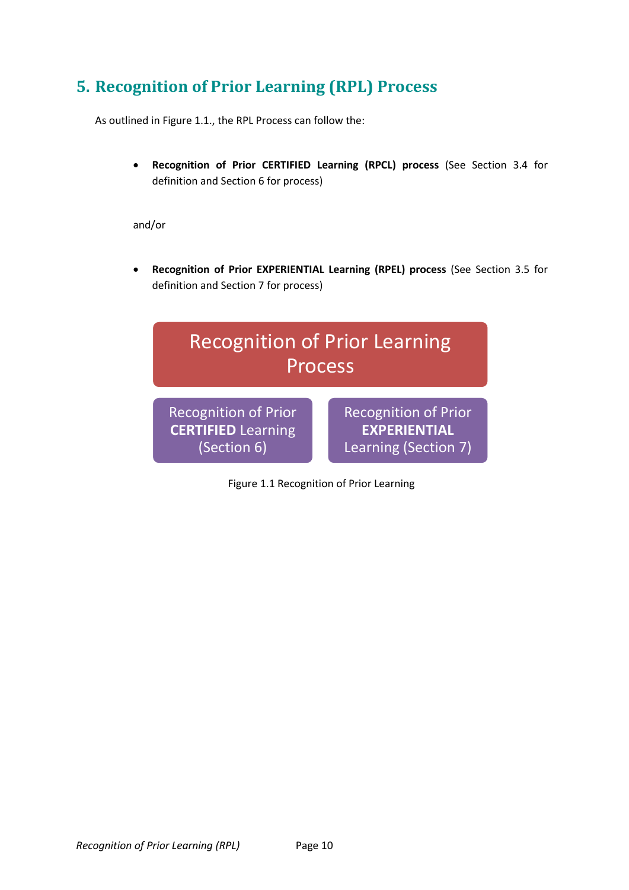## 5. Recognition of Prior Learning (RPL) Process

As outlined in Figure 1.1., the RPL Process can follow the:

- **Recognition of Prior CERTIFIED Learning (RPCL) process** (See Section 3.4 for definition and Section 6 for process)

and/or

- **Recognition of Prior EXPERIENTIAL Learning (RPEL) process** (See Section 3.5 for definition and Section 7 for process)

Recognition of Prior Learning Process

Recognition of Prior **CERTIFIED** Learning (Section 6)

Recognition of Prior **EXPERIENTIAL** Learning (Section 7)

Figure 1.1 Recognition of Prior Learning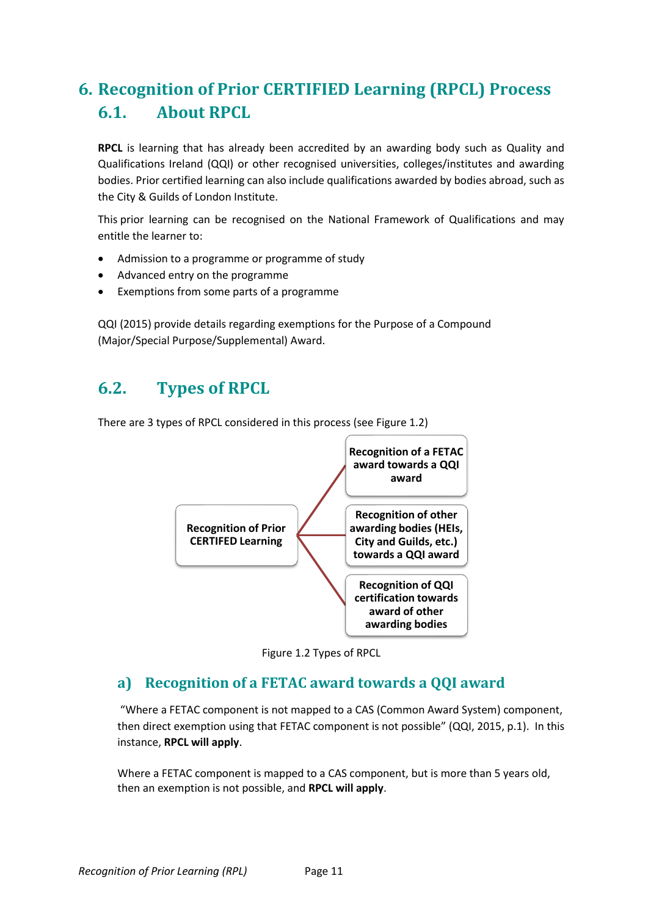# 6. Recognition of Prior CERTIFIED Learning (RPCL) Process

## 6.1. About RPCL

**RPCL** is learning that has already been accredited by an awarding body such as Quality and Qualifications Ireland (QQI) or other recognised universities, colleges/institutes and awarding bodies. Prior certified learning can also include qualifications awarded by bodies abroad, such as the City & Guilds of London Institute.

This prior learning can be recognised on the National Framework of Qualifications and may entitle the learner to:

- Admission to a programme or programme of study
- Advanced entry on the programme
- Exemptions from some parts of a programme

QQI (2015) provide details regarding exemptions for the Purpose of a Compound (Major/Special Purpose/Supplemental) Award.

## 6.2. Types of RPCL

There are 3 types of RPCL considered in this process (see Figure 1.2)

**Recognition of Prior CERTIFIED Learning**
- **Recognition of a FETAC award towards a QQI award**
- **Recognition of other awarding bodies (HEIs, City and Guilds, etc.) towards a QQI award**
- **Recognition of QQI certification towards award of other awarding bodies**

Figure 1.2 Types of RPCL

### a) Recognition of a FETAC award towards a QQI award

"Where a FETAC component is not mapped to a CAS (Common Award System) component, then direct exemption using that FETAC component is not possible" (QQI, 2015, p.1). In this instance, **RPCL will apply**.

Where a FETAC component is mapped to a CAS component, but is more than 5 years old, then an exemption is not possible, and **RPCL will apply**.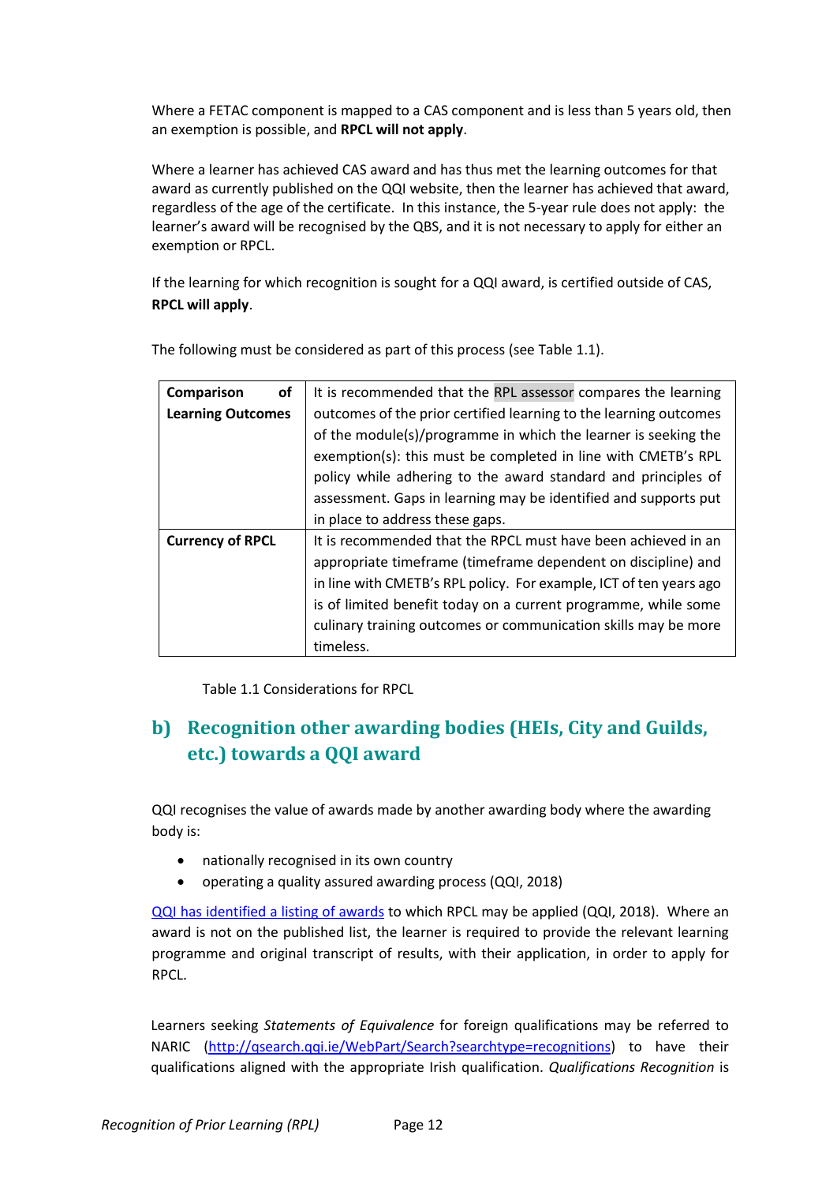Where a FETAC component is mapped to a CAS component and is less than 5 years old, then an exemption is possible, and **RPCL will not apply**.

Where a learner has achieved CAS award and has thus met the learning outcomes for that award as currently published on the QQI website, then the learner has achieved that award, regardless of the age of the certificate. In this instance, the 5-year rule does not apply: the learner's award will be recognised by the QBS, and it is not necessary to apply for either an exemption or RPCL.

If the learning for which recognition is sought for a QQI award, is certified outside of CAS, **RPCL will apply**.

The following must be considered as part of this process (see Table 1.1).

| | |
|---|---|
| **Comparison of Learning Outcomes** | It is recommended that the RPL assessor compares the learning outcomes of the prior certified learning to the learning outcomes of the module(s)/programme in which the learner is seeking the exemption(s): this must be completed in line with CMETB's RPL policy while adhering to the award standard and principles of assessment. Gaps in learning may be identified and supports put in place to address these gaps. |
| **Currency of RPCL** | It is recommended that the RPCL must have been achieved in an appropriate timeframe (timeframe dependent on discipline) and in line with CMETB's RPL policy. For example, ICT of ten years ago is of limited benefit today on a current programme, while some culinary training outcomes or communication skills may be more timeless. |

Table 1.1 Considerations for RPCL

## b) Recognition other awarding bodies (HEIs, City and Guilds, etc.) towards a QQI award

QQI recognises the value of awards made by another awarding body where the awarding body is:

- nationally recognised in its own country
- operating a quality assured awarding process (QQI, 2018)

QQI has identified a listing of awards to which RPCL may be applied (QQI, 2018). Where an award is not on the published list, the learner is required to provide the relevant learning programme and original transcript of results, with their application, in order to apply for RPCL.

Learners seeking *Statements of Equivalence* for foreign qualifications may be referred to NARIC (http://qsearch.qqi.ie/WebPart/Search?searchtype=recognitions) to have their qualifications aligned with the appropriate Irish qualification. *Qualifications Recognition* is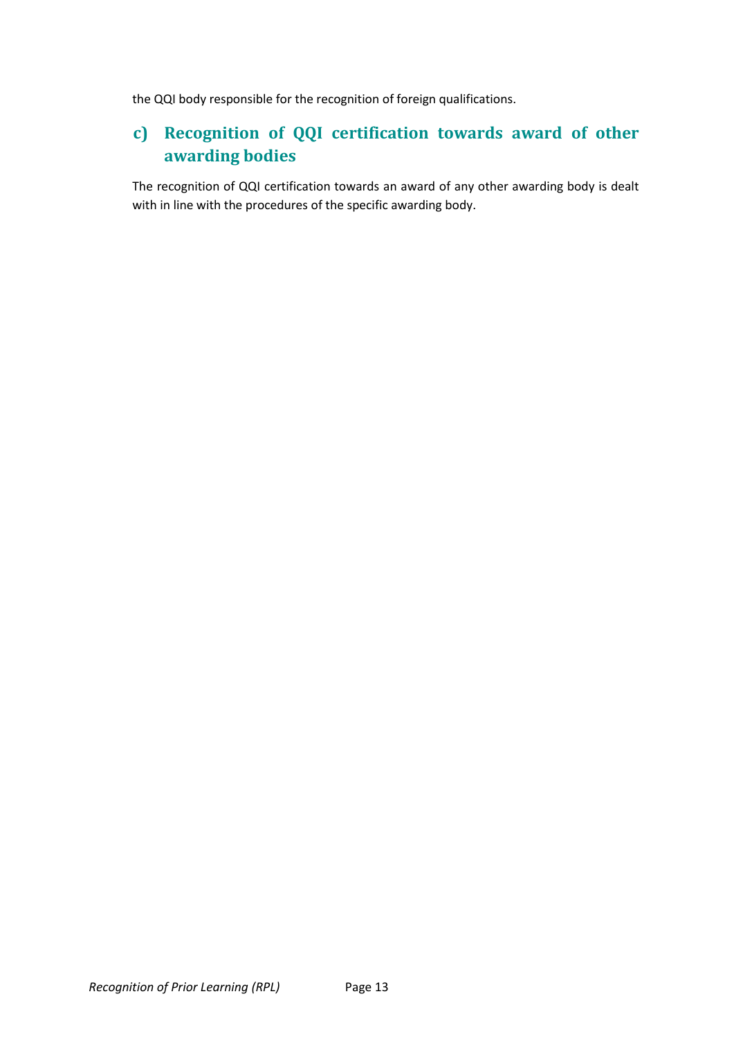the QQI body responsible for the recognition of foreign qualifications.

## c) Recognition of QQI certification towards award of other awarding bodies

The recognition of QQI certification towards an award of any other awarding body is dealt with in line with the procedures of the specific awarding body.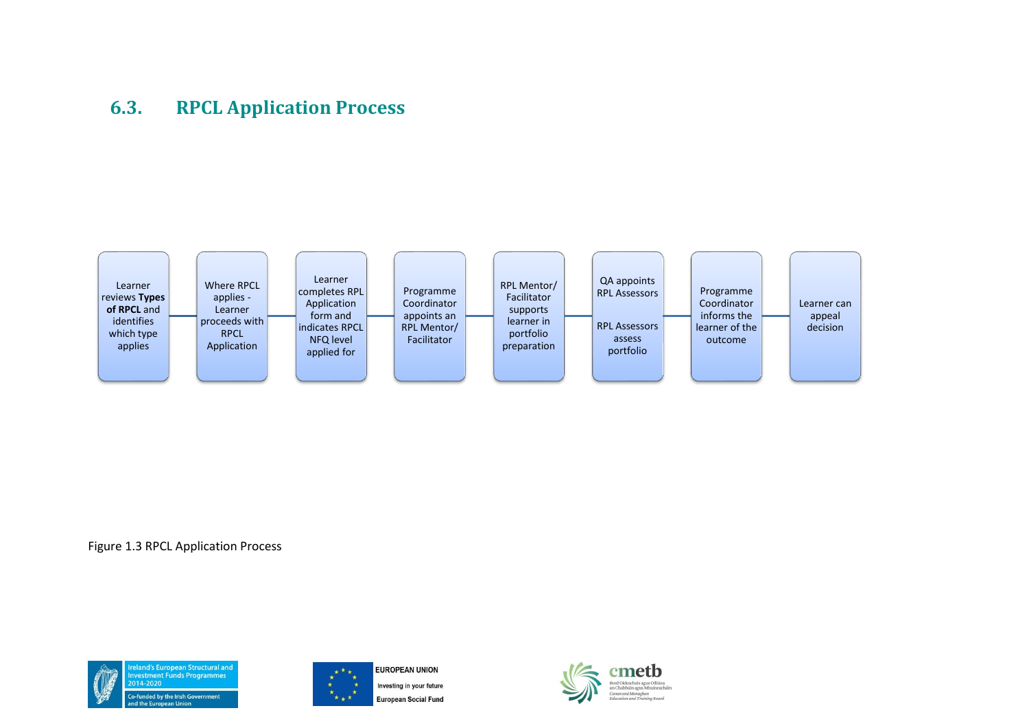## 6.3. RPCL Application Process

1. Learner reviews **Types of RPCL** and identifies which type applies
2. Where RPCL applies - Learner proceeds with RPCL Application
3. Learner completes RPL Application form and indicates RPCL NFQ level applied for
4. Programme Coordinator appoints an RPL Mentor/ Facilitator
5. RPL Mentor/ Facilitator supports learner in portfolio preparation
6. QA appoints RPL Assessors

   RPL Assessors assess portfolio
7. Programme Coordinator informs the learner of the outcome
8. Learner can appeal decision

Figure 1.3 RPCL Application Process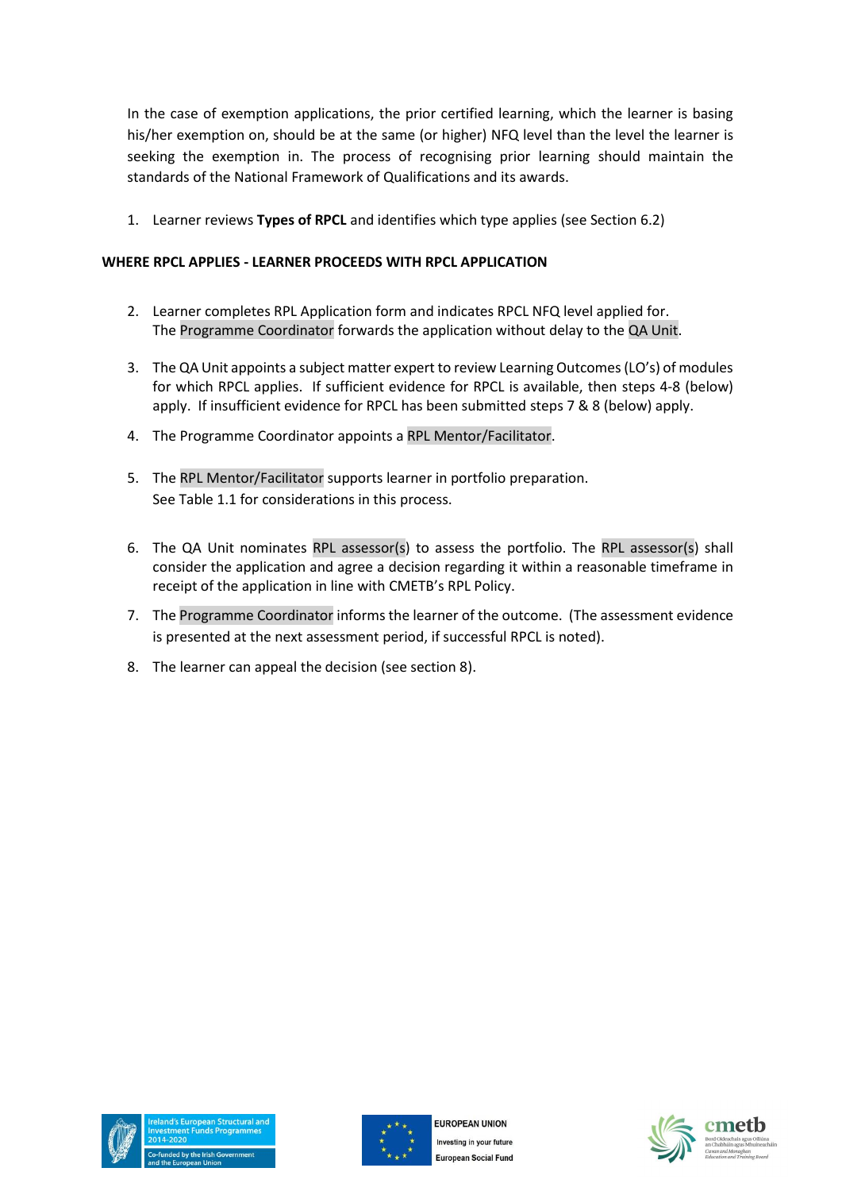In the case of exemption applications, the prior certified learning, which the learner is basing his/her exemption on, should be at the same (or higher) NFQ level than the level the learner is seeking the exemption in. The process of recognising prior learning should maintain the standards of the National Framework of Qualifications and its awards.

1. Learner reviews **Types of RPCL** and identifies which type applies (see Section 6.2)

**WHERE RPCL APPLIES - LEARNER PROCEEDS WITH RPCL APPLICATION**

2. Learner completes RPL Application form and indicates RPCL NFQ level applied for. The Programme Coordinator forwards the application without delay to the QA Unit.

3. The QA Unit appoints a subject matter expert to review Learning Outcomes (LO's) of modules for which RPCL applies. If sufficient evidence for RPCL is available, then steps 4-8 (below) apply. If insufficient evidence for RPCL has been submitted steps 7 & 8 (below) apply.

4. The Programme Coordinator appoints a RPL Mentor/Facilitator.

5. The RPL Mentor/Facilitator supports learner in portfolio preparation. See Table 1.1 for considerations in this process.

6. The QA Unit nominates RPL assessor(s) to assess the portfolio. The RPL assessor(s) shall consider the application and agree a decision regarding it within a reasonable timeframe in receipt of the application in line with CMETB's RPL Policy.

7. The Programme Coordinator informs the learner of the outcome. (The assessment evidence is presented at the next assessment period, if successful RPCL is noted).

8. The learner can appeal the decision (see section 8).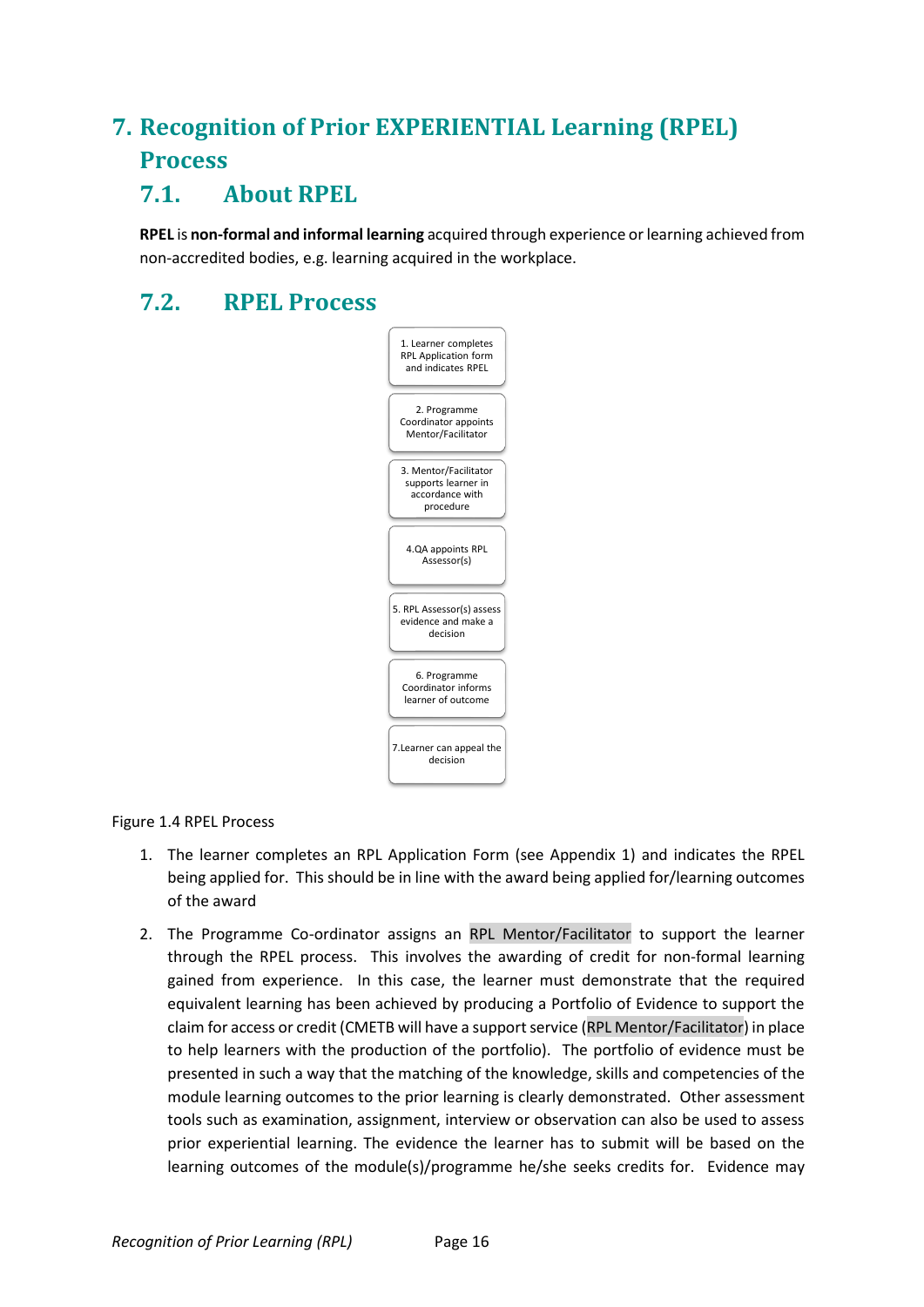# 7. Recognition of Prior EXPERIENTIAL Learning (RPEL) Process

## 7.1. About RPEL

**RPEL** is **non-formal and informal learning** acquired through experience or learning achieved from non-accredited bodies, e.g. learning acquired in the workplace.

## 7.2. RPEL Process

1. Learner completes RPL Application form and indicates RPEL
2. Programme Coordinator appoints Mentor/Facilitator
3. Mentor/Facilitator supports learner in accordance with procedure
4. QA appoints RPL Assessor(s)
5. RPL Assessor(s) assess evidence and make a decision
6. Programme Coordinator informs learner of outcome
7. Learner can appeal the decision

Figure 1.4 RPEL Process

1. The learner completes an RPL Application Form (see Appendix 1) and indicates the RPEL being applied for. This should be in line with the award being applied for/learning outcomes of the award

2. The Programme Co-ordinator assigns an RPL Mentor/Facilitator to support the learner through the RPEL process. This involves the awarding of credit for non-formal learning gained from experience. In this case, the learner must demonstrate that the required equivalent learning has been achieved by producing a Portfolio of Evidence to support the claim for access or credit (CMETB will have a support service (RPL Mentor/Facilitator) in place to help learners with the production of the portfolio). The portfolio of evidence must be presented in such a way that the matching of the knowledge, skills and competencies of the module learning outcomes to the prior learning is clearly demonstrated. Other assessment tools such as examination, assignment, interview or observation can also be used to assess prior experiential learning. The evidence the learner has to submit will be based on the learning outcomes of the module(s)/programme he/she seeks credits for. Evidence may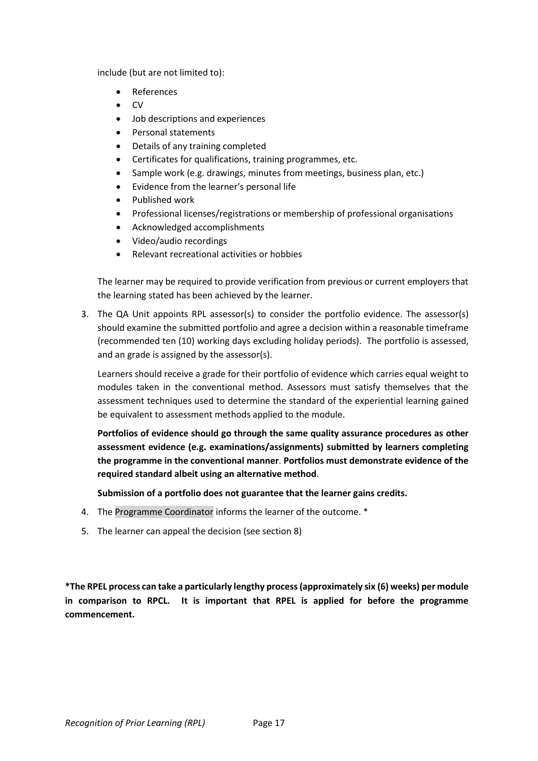include (but are not limited to):

- References
- CV
- Job descriptions and experiences
- Personal statements
- Details of any training completed
- Certificates for qualifications, training programmes, etc.
- Sample work (e.g. drawings, minutes from meetings, business plan, etc.)
- Evidence from the learner's personal life
- Published work
- Professional licenses/registrations or membership of professional organisations
- Acknowledged accomplishments
- Video/audio recordings
- Relevant recreational activities or hobbies

The learner may be required to provide verification from previous or current employers that the learning stated has been achieved by the learner.

3. The QA Unit appoints RPL assessor(s) to consider the portfolio evidence. The assessor(s) should examine the submitted portfolio and agree a decision within a reasonable timeframe (recommended ten (10) working days excluding holiday periods). The portfolio is assessed, and an grade is assigned by the assessor(s).

   Learners should receive a grade for their portfolio of evidence which carries equal weight to modules taken in the conventional method. Assessors must satisfy themselves that the assessment techniques used to determine the standard of the experiential learning gained be equivalent to assessment methods applied to the module.

   **Portfolios of evidence should go through the same quality assurance procedures as other assessment evidence (e.g. examinations/assignments) submitted by learners completing the programme in the conventional manner**. **Portfolios must demonstrate evidence of the required standard albeit using an alternative method**.

   **Submission of a portfolio does not guarantee that the learner gains credits.**

4. The Programme Coordinator informs the learner of the outcome. *
5. The learner can appeal the decision (see section 8)

**\*The RPEL process can take a particularly lengthy process (approximately six (6) weeks) per module in comparison to RPCL. It is important that RPEL is applied for before the programme commencement.**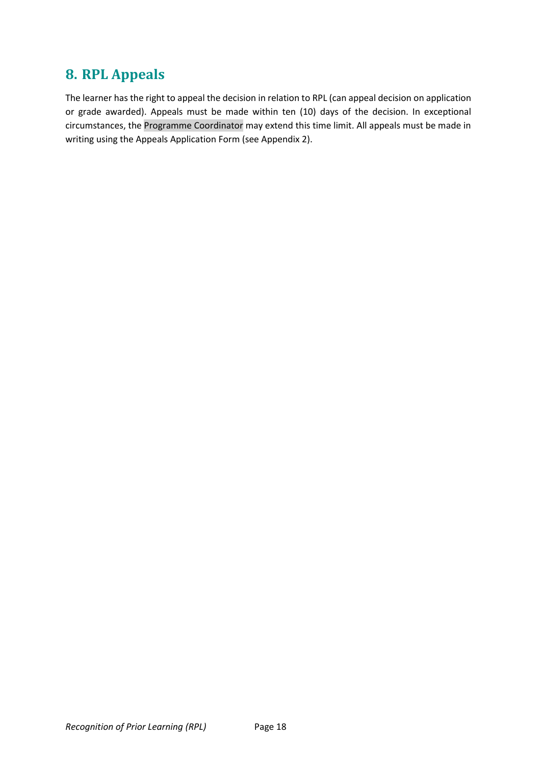## 8. RPL Appeals

The learner has the right to appeal the decision in relation to RPL (can appeal decision on application or grade awarded). Appeals must be made within ten (10) days of the decision. In exceptional circumstances, the Programme Coordinator may extend this time limit. All appeals must be made in writing using the Appeals Application Form (see Appendix 2).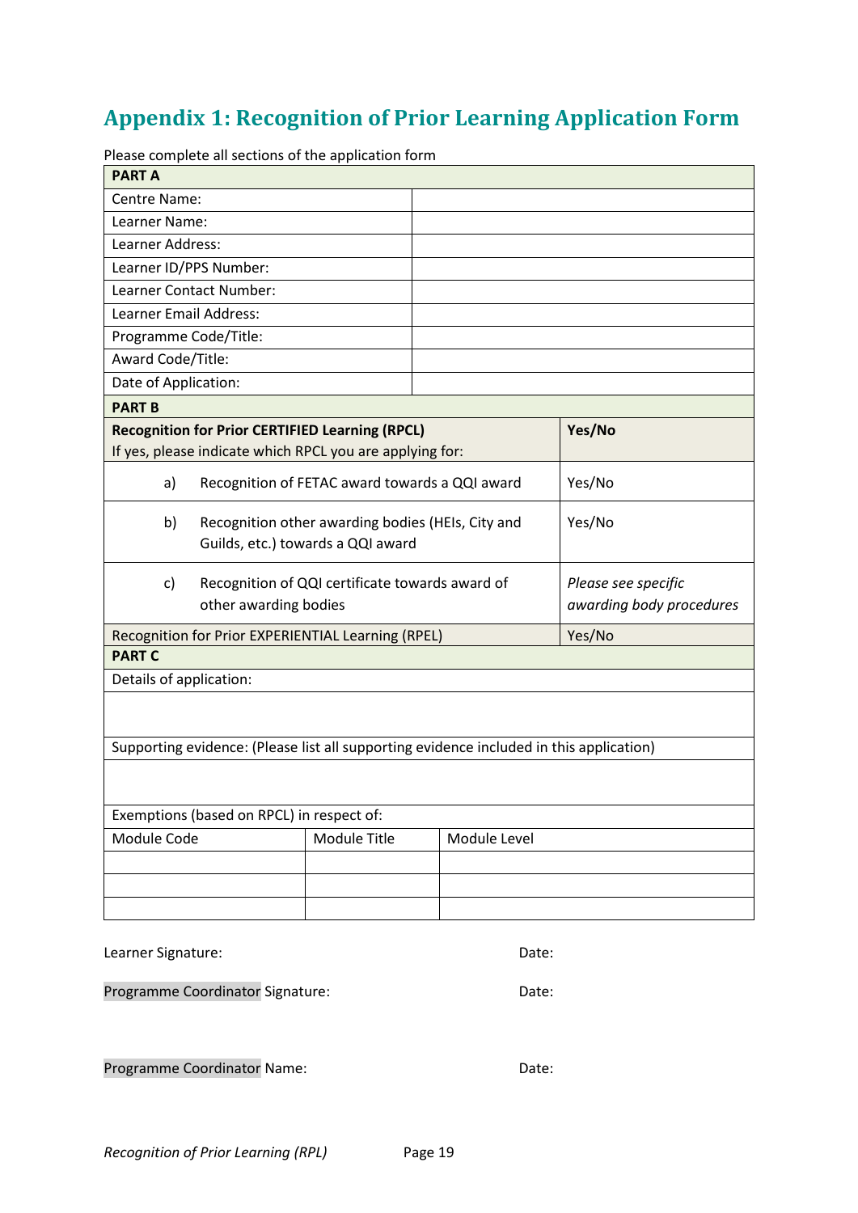## Appendix 1: Recognition of Prior Learning Application Form

Please complete all sections of the application form

| **PART A** | |
|---|---|
| Centre Name: | |
| Learner Name: | |
| Learner Address: | |
| Learner ID/PPS Number: | |
| Learner Contact Number: | |
| Learner Email Address: | |
| Programme Code/Title: | |
| Award Code/Title: | |
| Date of Application: | |

| **PART B** | |
|---|---|
| **Recognition for Prior CERTIFIED Learning (RPCL)**<br>If yes, please indicate which RPCL you are applying for: | **Yes/No** |
| a) Recognition of FETAC award towards a QQI award | Yes/No |
| b) Recognition other awarding bodies (HEIs, City and Guilds, etc.) towards a QQI award | Yes/No |
| c) Recognition of QQI certificate towards award of other awarding bodies | *Please see specific awarding body procedures* |
| Recognition for Prior EXPERIENTIAL Learning (RPEL) | Yes/No |

| **PART C** | | |
|---|---|---|
| Details of application: | | |
| | | |
| Supporting evidence: (Please list all supporting evidence included in this application) | | |
| | | |
| Exemptions (based on RPCL) in respect of: | | |
| Module Code | Module Title | Module Level |
| | | |
| | | |
| | | |

Learner Signature: Date:

Programme Coordinator Signature: Date:

Programme Coordinator Name: Date: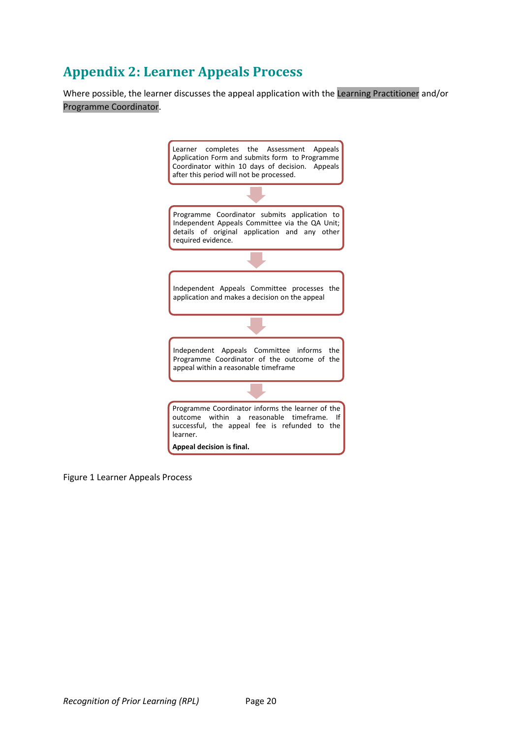## Appendix 2: Learner Appeals Process

Where possible, the learner discusses the appeal application with the Learning Practitioner and/or Programme Coordinator.

Learner completes the Assessment Appeals Application Form and submits form to Programme Coordinator within 10 days of decision. Appeals after this period will not be processed.

↓

Programme Coordinator submits application to Independent Appeals Committee via the QA Unit; details of original application and any other required evidence.

↓

Independent Appeals Committee processes the application and makes a decision on the appeal

↓

Independent Appeals Committee informs the Programme Coordinator of the outcome of the appeal within a reasonable timeframe

↓

Programme Coordinator informs the learner of the outcome within a reasonable timeframe. If successful, the appeal fee is refunded to the learner.

**Appeal decision is final.**

Figure 1 Learner Appeals Process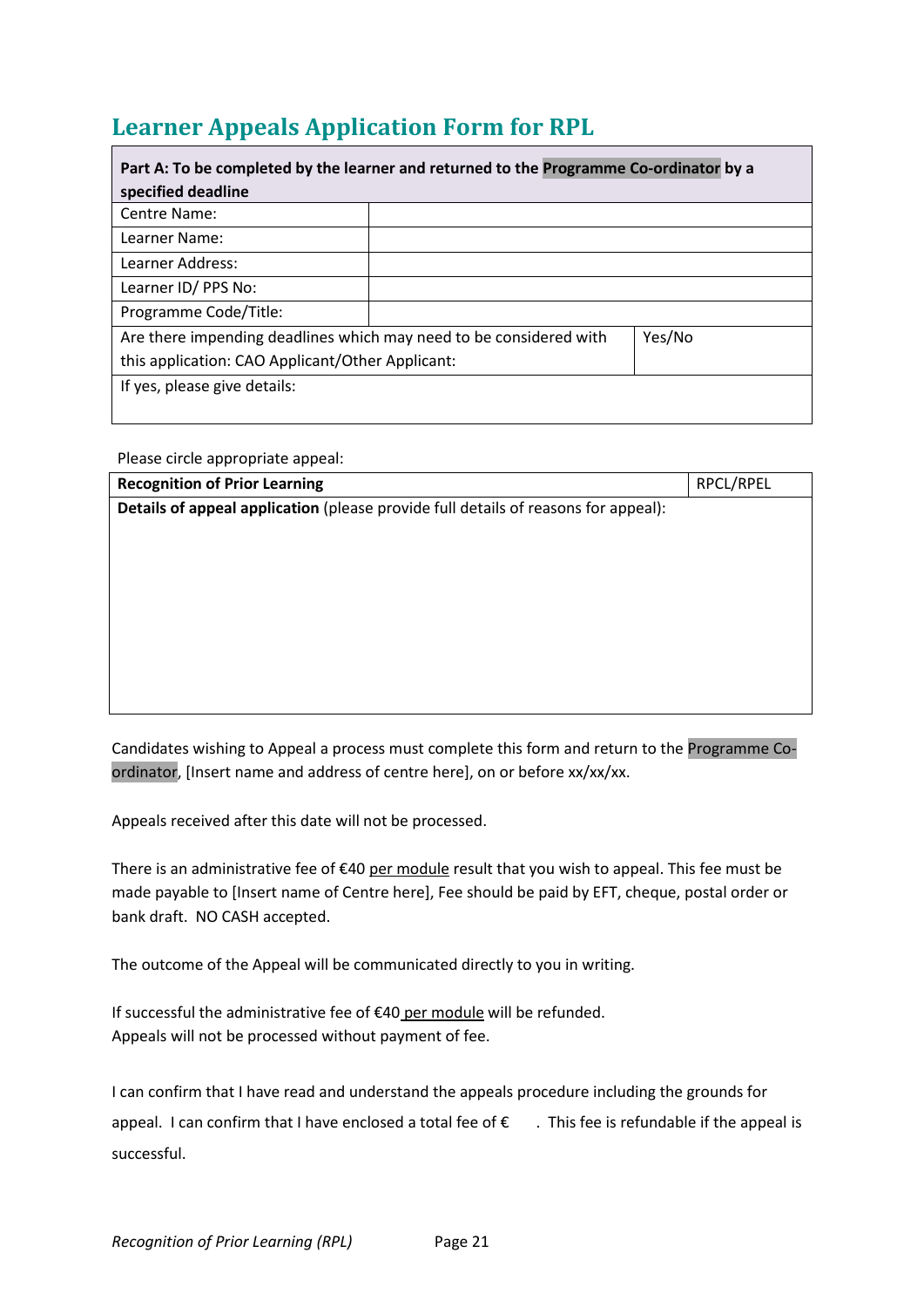## Learner Appeals Application Form for RPL

| **Part A: To be completed by the learner and returned to the Programme Co-ordinator by a specified deadline** | | |
|---|---|---|
| Centre Name: | | |
| Learner Name: | | |
| Learner Address: | | |
| Learner ID/ PPS No: | | |
| Programme Code/Title: | | |
| Are there impending deadlines which may need to be considered with this application: CAO Applicant/Other Applicant: | | Yes/No |
| If yes, please give details: | | |

Please circle appropriate appeal:

| **Recognition of Prior Learning** | RPCL/RPEL |
|---|---|
| **Details of appeal application** (please provide full details of reasons for appeal): | |

Candidates wishing to Appeal a process must complete this form and return to the Programme Co-ordinator, [Insert name and address of centre here], on or before xx/xx/xx.

Appeals received after this date will not be processed.

There is an administrative fee of €40 per module result that you wish to appeal. This fee must be made payable to [Insert name of Centre here], Fee should be paid by EFT, cheque, postal order or bank draft. NO CASH accepted.

The outcome of the Appeal will be communicated directly to you in writing.

If successful the administrative fee of €40 per module will be refunded.
Appeals will not be processed without payment of fee.

I can confirm that I have read and understand the appeals procedure including the grounds for appeal. I can confirm that I have enclosed a total fee of € . This fee is refundable if the appeal is successful.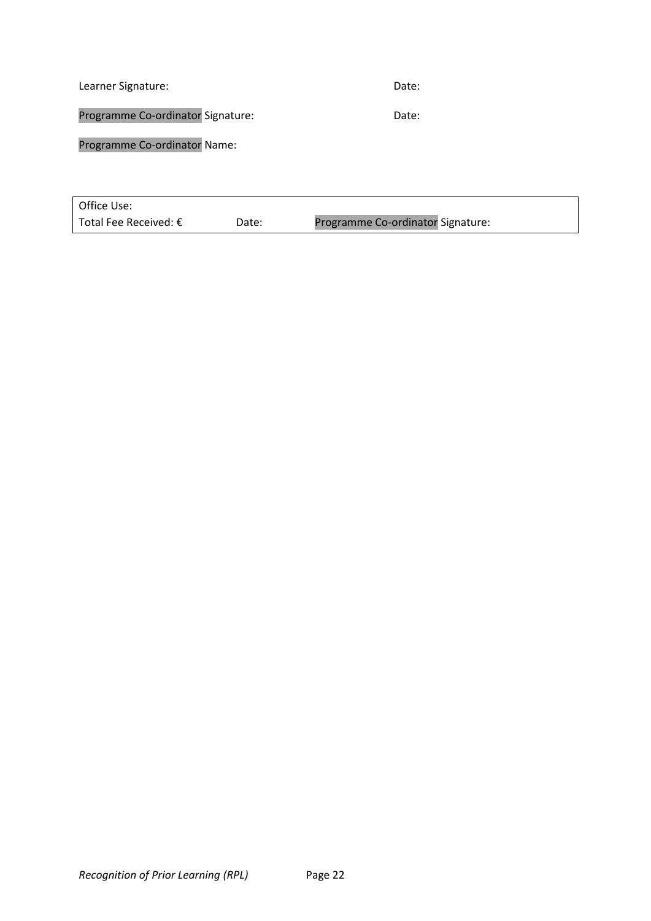Learner Signature: Date:

Programme Co-ordinator Signature: Date:

Programme Co-ordinator Name:

| Office Use: | | |
|---|---|---|
| Total Fee Received: € | Date: | Programme Co-ordinator Signature: |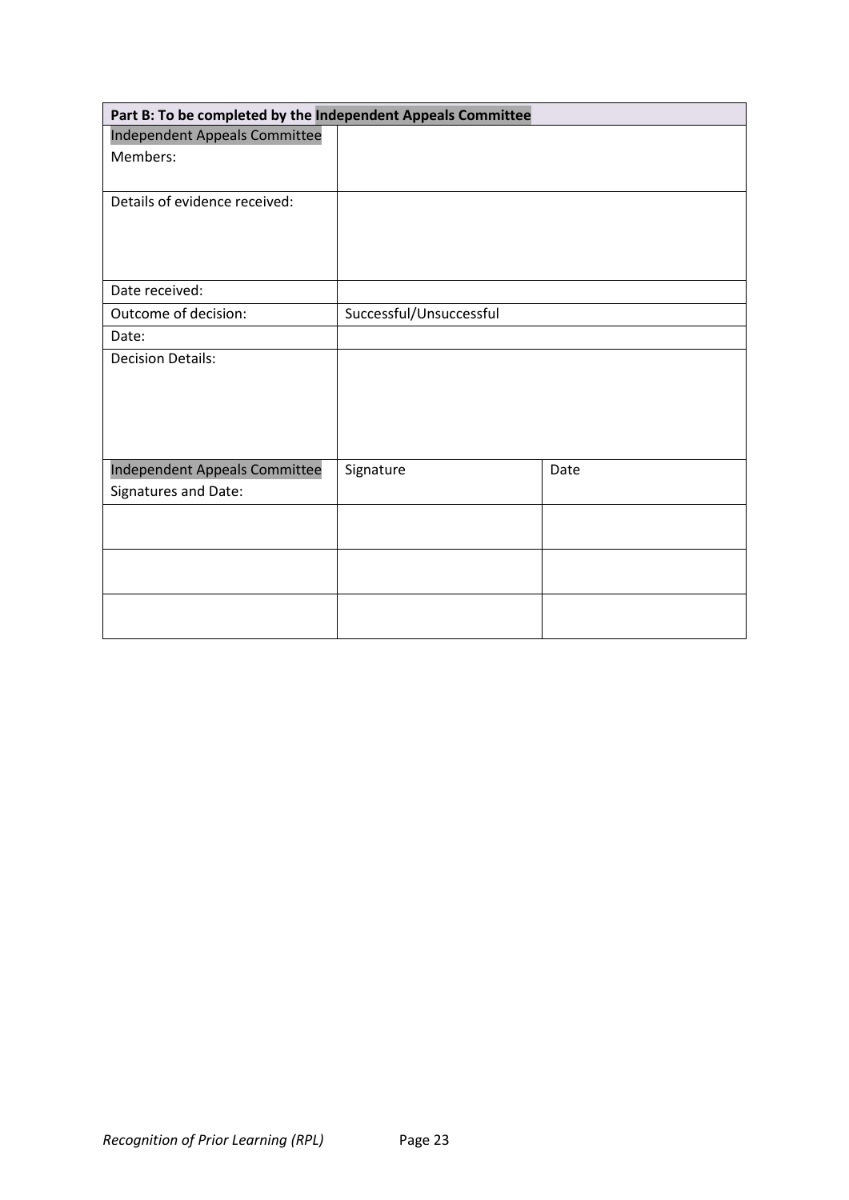| **Part B: To be completed by the Independent Appeals Committee** | | |
|---|---|---|
| Independent Appeals Committee Members: | | |
| Details of evidence received: | | |
| Date received: | | |
| Outcome of decision: | Successful/Unsuccessful | |
| Date: | | |
| Decision Details: | | |
| Independent Appeals Committee Signatures and Date: | Signature | Date |
| | | |
| | | |
| | | |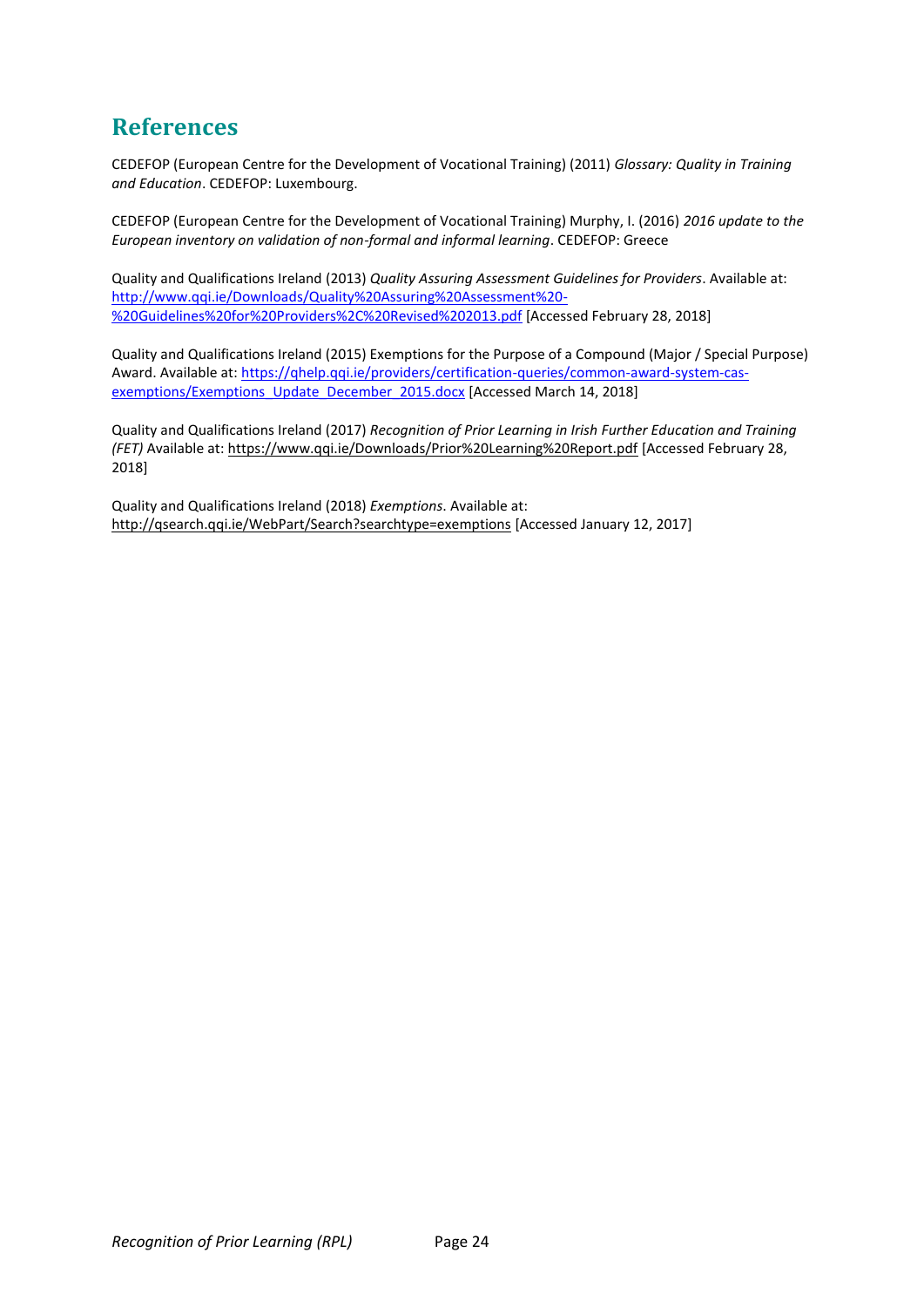# References

CEDEFOP (European Centre for the Development of Vocational Training) (2011) *Glossary: Quality in Training and Education*. CEDEFOP: Luxembourg.

CEDEFOP (European Centre for the Development of Vocational Training) Murphy, I. (2016) *2016 update to the European inventory on validation of non-formal and informal learning*. CEDEFOP: Greece

Quality and Qualifications Ireland (2013) *Quality Assuring Assessment Guidelines for Providers*. Available at: http://www.qqi.ie/Downloads/Quality%20Assuring%20Assessment%20-%20Guidelines%20for%20Providers%2C%20Revised%202013.pdf [Accessed February 28, 2018]

Quality and Qualifications Ireland (2015) Exemptions for the Purpose of a Compound (Major / Special Purpose) Award. Available at: https://qhelp.qqi.ie/providers/certification-queries/common-award-system-cas-exemptions/Exemptions_Update_December_2015.docx [Accessed March 14, 2018]

Quality and Qualifications Ireland (2017) *Recognition of Prior Learning in Irish Further Education and Training (FET)* Available at: https://www.qqi.ie/Downloads/Prior%20Learning%20Report.pdf [Accessed February 28, 2018]

Quality and Qualifications Ireland (2018) *Exemptions*. Available at: http://qsearch.qqi.ie/WebPart/Search?searchtype=exemptions [Accessed January 12, 2017]